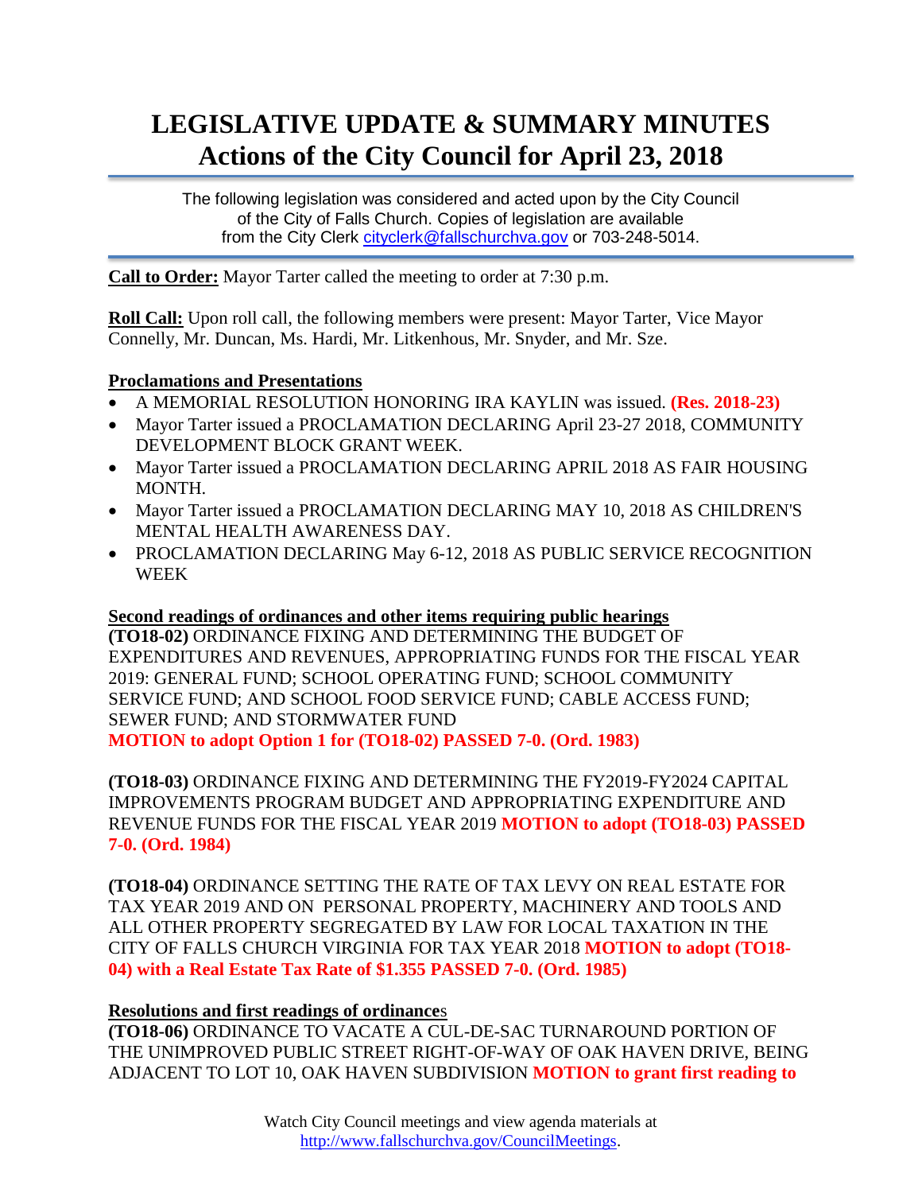# LEGISLATIVE UPDATE & SUMMARY MINUTES
# Actions of the City Council for April 23, 2018

The following legislation was considered and acted upon by the City Council of the City of Falls Church. Copies of legislation are available from the City Clerk cityclerk@fallschurchva.gov or 703-248-5014.

**Call to Order:** Mayor Tarter called the meeting to order at 7:30 p.m.

**Roll Call:** Upon roll call, the following members were present: Mayor Tarter, Vice Mayor Connelly, Mr. Duncan, Ms. Hardi, Mr. Litkenhous, Mr. Snyder, and Mr. Sze.

**Proclamations and Presentations**

- A MEMORIAL RESOLUTION HONORING IRA KAYLIN was issued. **(Res. 2018-23)**
- Mayor Tarter issued a PROCLAMATION DECLARING April 23-27 2018, COMMUNITY DEVELOPMENT BLOCK GRANT WEEK.
- Mayor Tarter issued a PROCLAMATION DECLARING APRIL 2018 AS FAIR HOUSING MONTH.
- Mayor Tarter issued a PROCLAMATION DECLARING MAY 10, 2018 AS CHILDREN'S MENTAL HEALTH AWARENESS DAY.
- PROCLAMATION DECLARING May 6-12, 2018 AS PUBLIC SERVICE RECOGNITION WEEK

**Second readings of ordinances and other items requiring public hearings**

**(TO18-02)** ORDINANCE FIXING AND DETERMINING THE BUDGET OF EXPENDITURES AND REVENUES, APPROPRIATING FUNDS FOR THE FISCAL YEAR 2019: GENERAL FUND; SCHOOL OPERATING FUND; SCHOOL COMMUNITY SERVICE FUND; AND SCHOOL FOOD SERVICE FUND; CABLE ACCESS FUND; SEWER FUND; AND STORMWATER FUND
**MOTION to adopt Option 1 for (TO18-02) PASSED 7-0. (Ord. 1983)**

**(TO18-03)** ORDINANCE FIXING AND DETERMINING THE FY2019-FY2024 CAPITAL IMPROVEMENTS PROGRAM BUDGET AND APPROPRIATING EXPENDITURE AND REVENUE FUNDS FOR THE FISCAL YEAR 2019 **MOTION to adopt (TO18-03) PASSED 7-0. (Ord. 1984)**

**(TO18-04)** ORDINANCE SETTING THE RATE OF TAX LEVY ON REAL ESTATE FOR TAX YEAR 2019 AND ON PERSONAL PROPERTY, MACHINERY AND TOOLS AND ALL OTHER PROPERTY SEGREGATED BY LAW FOR LOCAL TAXATION IN THE CITY OF FALLS CHURCH VIRGINIA FOR TAX YEAR 2018 **MOTION to adopt (TO18-04) with a Real Estate Tax Rate of $1.355 PASSED 7-0. (Ord. 1985)**

**Resolutions and first readings of ordinances**

**(TO18-06)** ORDINANCE TO VACATE A CUL-DE-SAC TURNAROUND PORTION OF THE UNIMPROVED PUBLIC STREET RIGHT-OF-WAY OF OAK HAVEN DRIVE, BEING ADJACENT TO LOT 10, OAK HAVEN SUBDIVISION **MOTION to grant first reading to**

Watch City Council meetings and view agenda materials at http://www.fallschurchva.gov/CouncilMeetings.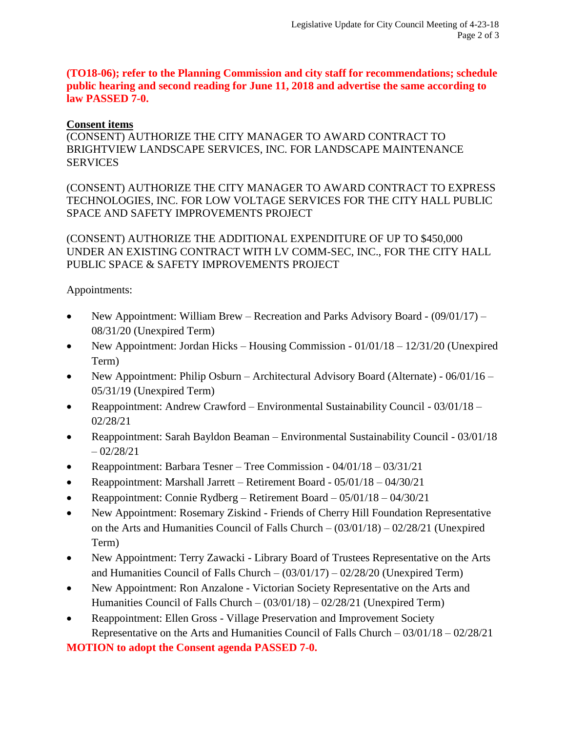**(TO18-06); refer to the Planning Commission and city staff for recommendations; schedule public hearing and second reading for June 11, 2018 and advertise the same according to law PASSED 7-0.**

**Consent items**

(CONSENT) AUTHORIZE THE CITY MANAGER TO AWARD CONTRACT TO BRIGHTVIEW LANDSCAPE SERVICES, INC. FOR LANDSCAPE MAINTENANCE SERVICES

(CONSENT) AUTHORIZE THE CITY MANAGER TO AWARD CONTRACT TO EXPRESS TECHNOLOGIES, INC. FOR LOW VOLTAGE SERVICES FOR THE CITY HALL PUBLIC SPACE AND SAFETY IMPROVEMENTS PROJECT

(CONSENT) AUTHORIZE THE ADDITIONAL EXPENDITURE OF UP TO $450,000 UNDER AN EXISTING CONTRACT WITH LV COMM-SEC, INC., FOR THE CITY HALL PUBLIC SPACE & SAFETY IMPROVEMENTS PROJECT

Appointments:

- New Appointment: William Brew – Recreation and Parks Advisory Board - (09/01/17) – 08/31/20 (Unexpired Term)
- New Appointment: Jordan Hicks – Housing Commission - 01/01/18 – 12/31/20 (Unexpired Term)
- New Appointment: Philip Osburn – Architectural Advisory Board (Alternate) - 06/01/16 – 05/31/19 (Unexpired Term)
- Reappointment: Andrew Crawford – Environmental Sustainability Council - 03/01/18 – 02/28/21
- Reappointment: Sarah Bayldon Beaman – Environmental Sustainability Council - 03/01/18 – 02/28/21
- Reappointment: Barbara Tesner – Tree Commission - 04/01/18 – 03/31/21
- Reappointment: Marshall Jarrett – Retirement Board - 05/01/18 – 04/30/21
- Reappointment: Connie Rydberg – Retirement Board – 05/01/18 – 04/30/21
- New Appointment: Rosemary Ziskind - Friends of Cherry Hill Foundation Representative on the Arts and Humanities Council of Falls Church – (03/01/18) – 02/28/21 (Unexpired Term)
- New Appointment: Terry Zawacki - Library Board of Trustees Representative on the Arts and Humanities Council of Falls Church – (03/01/17) – 02/28/20 (Unexpired Term)
- New Appointment: Ron Anzalone - Victorian Society Representative on the Arts and Humanities Council of Falls Church – (03/01/18) – 02/28/21 (Unexpired Term)
- Reappointment: Ellen Gross - Village Preservation and Improvement Society Representative on the Arts and Humanities Council of Falls Church – 03/01/18 – 02/28/21

**MOTION to adopt the Consent agenda PASSED 7-0.**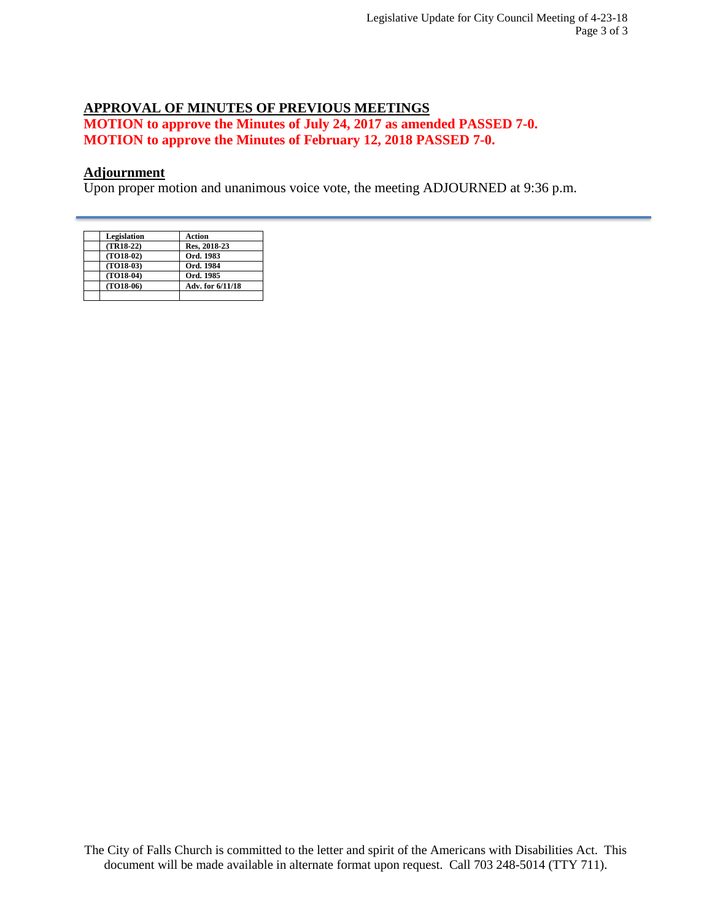## APPROVAL OF MINUTES OF PREVIOUS MEETINGS

**MOTION to approve the Minutes of July 24, 2017 as amended PASSED 7-0.**
**MOTION to approve the Minutes of February 12, 2018 PASSED 7-0.**

## Adjournment

Upon proper motion and unanimous voice vote, the meeting ADJOURNED at 9:36 p.m.

---

| | Legislation | Action |
|---|---|---|
| | (TR18-22) | Res, 2018-23 |
| | (TO18-02) | Ord. 1983 |
| | (TO18-03) | Ord. 1984 |
| | (TO18-04) | Ord. 1985 |
| | (TO18-06) | Adv. for 6/11/18 |
| | | |

The City of Falls Church is committed to the letter and spirit of the Americans with Disabilities Act. This document will be made available in alternate format upon request. Call 703 248-5014 (TTY 711).